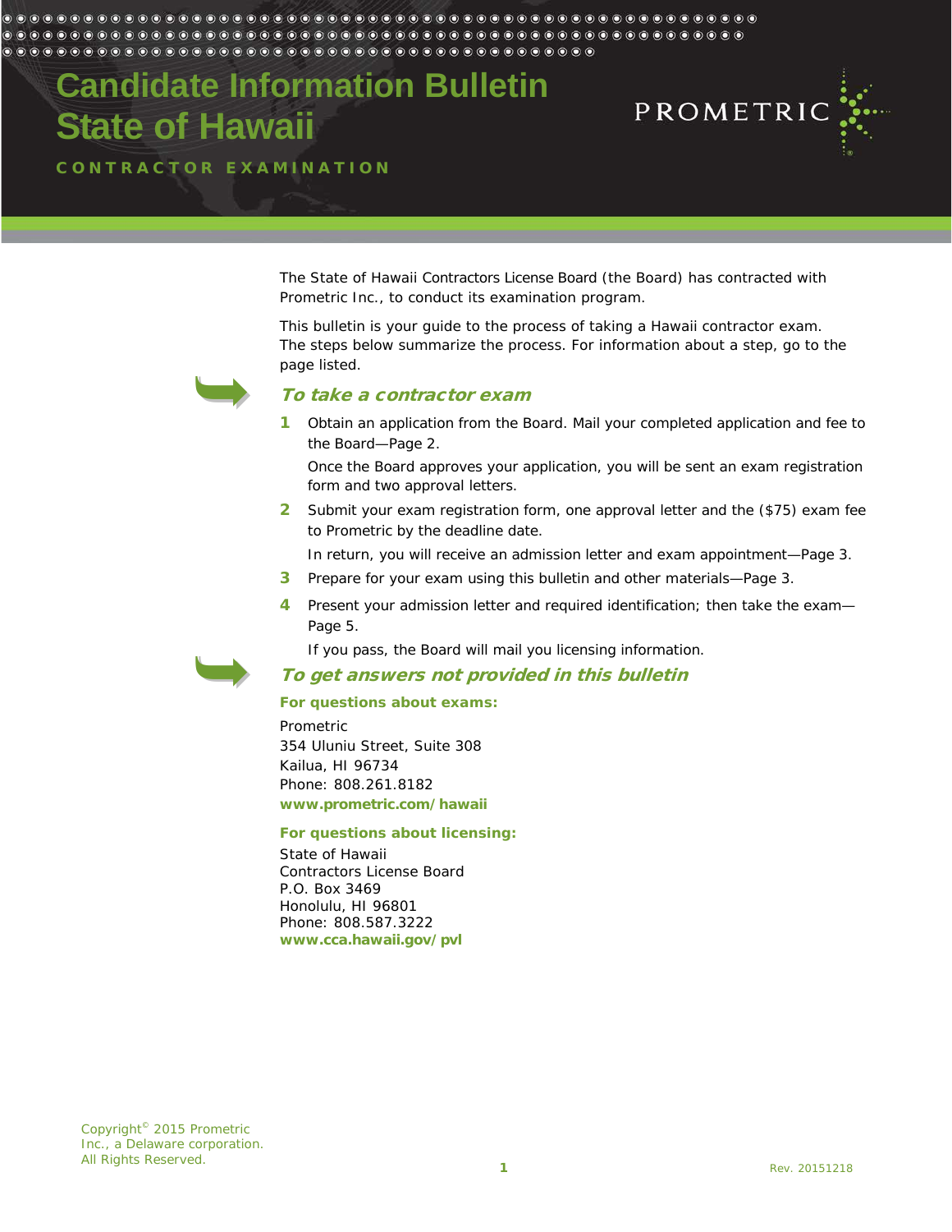# Candidate Information Bulletin State of Hawaii

## CONTRACTOR EXAMINATION

PROMETRIC

The State of Hawaii Contractors License Board (the Board) has contracted with Prometric Inc., to conduct its examination program.

This bulletin is your guide to the process of taking a Hawaii contractor exam. The steps below summarize the process. For information about a step, go to the page listed.

### *To take a contractor exam*

1. Obtain an application from the Board. Mail your completed application and fee to the Board—Page 2.

   Once the Board approves your application, you will be sent an exam registration form and two approval letters.

2. Submit your exam registration form, one approval letter and the ($75) exam fee to Prometric by the deadline date.

   In return, you will receive an admission letter and exam appointment—Page 3.

3. Prepare for your exam using this bulletin and other materials—Page 3.

4. Present your admission letter and required identification; then take the exam—Page 5.

   If you pass, the Board will mail you licensing information.

### *To get answers not provided in this bulletin*

**For questions about exams:**

Prometric
354 Uluniu Street, Suite 308
Kailua, HI 96734
Phone: 808.261.8182
**www.prometric.com/hawaii**

**For questions about licensing:**

State of Hawaii
Contractors License Board
P.O. Box 3469
Honolulu, HI 96801
Phone: 808.587.3222
**www.cca.hawaii.gov/pvl**

Copyright© 2015 Prometric Inc., a Delaware corporation. All Rights Reserved.

Rev. 20151218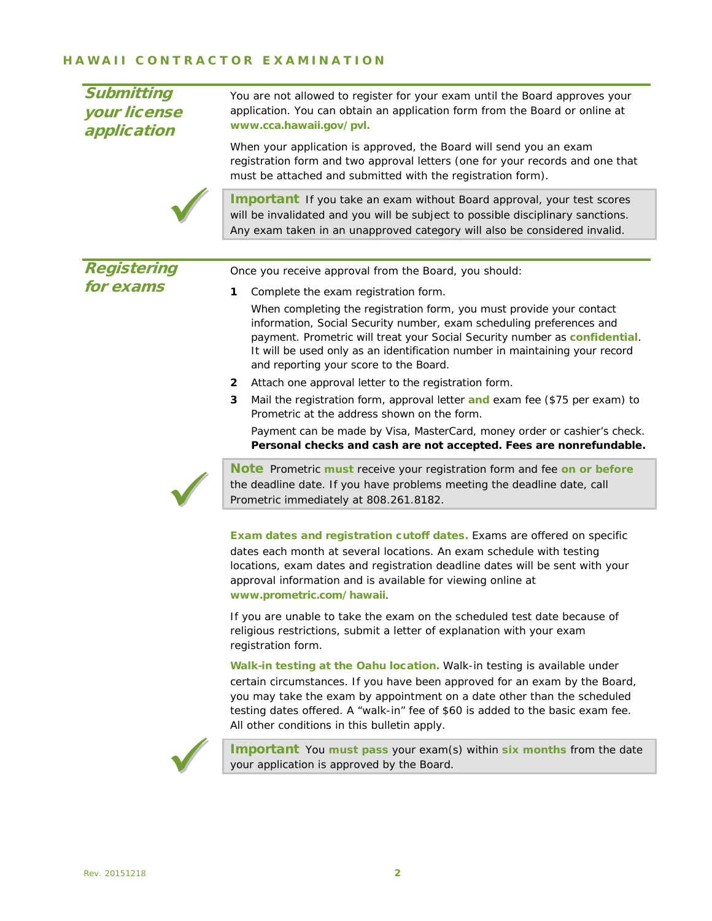## Submitting your license application

You are not allowed to register for your exam until the Board approves your application. You can obtain an application form from the Board or online at **www.cca.hawaii.gov/pvl.**

When your application is approved, the Board will send you an exam registration form and two approval letters (one for your records and one that must be attached and submitted with the registration form).

> **Important** If you take an exam without Board approval, your test scores will be invalidated and you will be subject to possible disciplinary sanctions. Any exam taken in an unapproved category will also be considered invalid.

## Registering for exams

Once you receive approval from the Board, you should:

1. Complete the exam registration form.

   When completing the registration form, you must provide your contact information, Social Security number, exam scheduling preferences and payment. Prometric will treat your Social Security number as **confidential**. It will be used only as an identification number in maintaining your record and reporting your score to the Board.

2. Attach one approval letter to the registration form.

3. Mail the registration form, approval letter **and** exam fee ($75 per exam) to Prometric at the address shown on the form.

   Payment can be made by Visa, MasterCard, money order or cashier's check. **Personal checks and cash are not accepted. Fees are nonrefundable.**

> **Note** Prometric **must** receive your registration form and fee **on or before** the deadline date. If you have problems meeting the deadline date, call Prometric immediately at 808.261.8182.

**Exam dates and registration cutoff dates.** Exams are offered on specific dates each month at several locations. An exam schedule with testing locations, exam dates and registration deadline dates will be sent with your approval information and is available for viewing online at **www.prometric.com/hawaii**.

If you are unable to take the exam on the scheduled test date because of religious restrictions, submit a letter of explanation with your exam registration form.

**Walk-in testing at the Oahu location.** Walk-in testing is available under certain circumstances. If you have been approved for an exam by the Board, you may take the exam by appointment on a date other than the scheduled testing dates offered. A "walk-in" fee of $60 is added to the basic exam fee. All other conditions in this bulletin apply.

> **Important** You **must pass** your exam(s) within **six months** from the date your application is approved by the Board.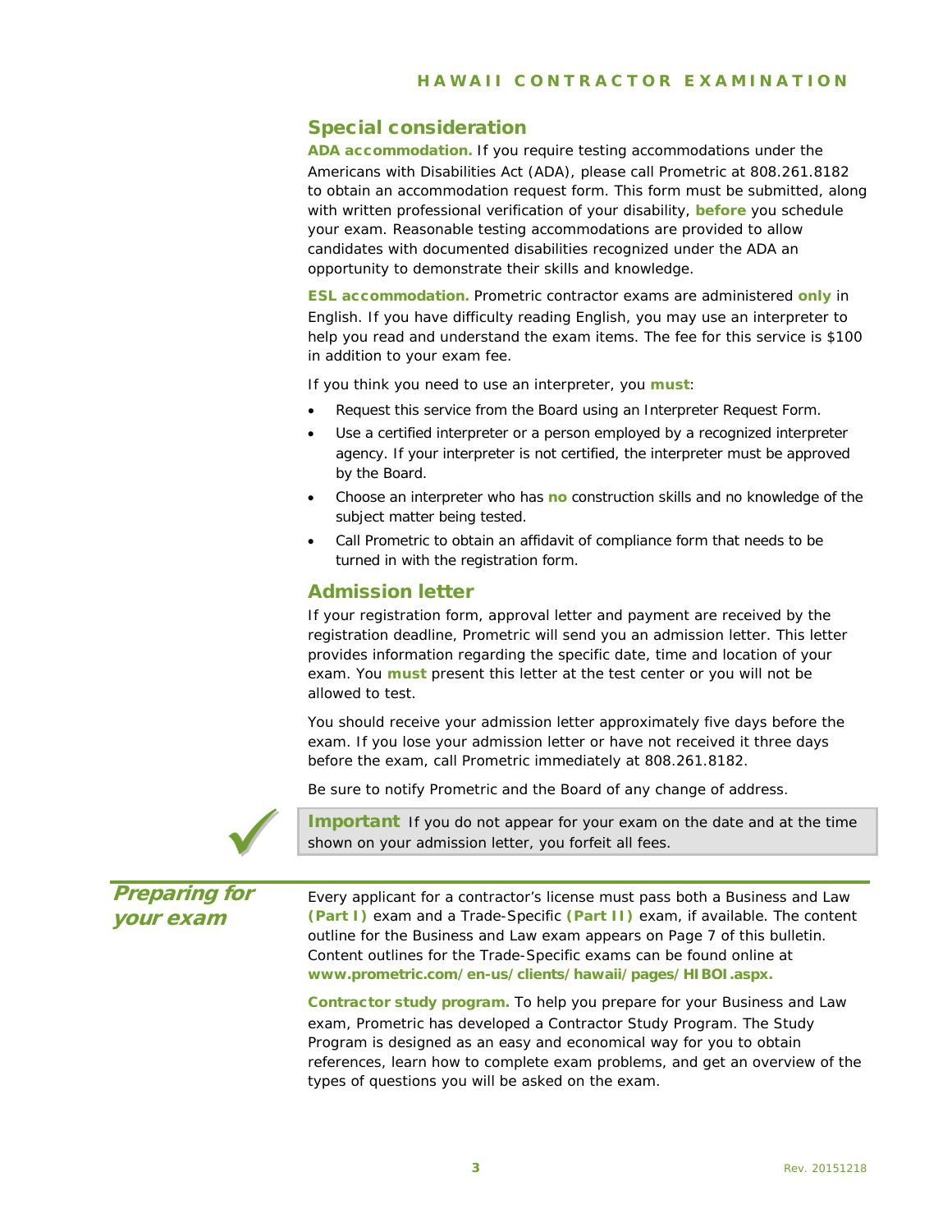## Special consideration

**ADA accommodation.** If you require testing accommodations under the Americans with Disabilities Act (ADA), please call Prometric at 808.261.8182 to obtain an accommodation request form. This form must be submitted, along with written professional verification of your disability, **before** you schedule your exam. Reasonable testing accommodations are provided to allow candidates with documented disabilities recognized under the ADA an opportunity to demonstrate their skills and knowledge.

**ESL accommodation.** Prometric contractor exams are administered **only** in English. If you have difficulty reading English, you may use an interpreter to help you read and understand the exam items. The fee for this service is $100 in addition to your exam fee.

If you think you need to use an interpreter, you **must**:

- Request this service from the Board using an Interpreter Request Form.
- Use a certified interpreter or a person employed by a recognized interpreter agency. If your interpreter is not certified, the interpreter must be approved by the Board.
- Choose an interpreter who has **no** construction skills and no knowledge of the subject matter being tested.
- Call Prometric to obtain an affidavit of compliance form that needs to be turned in with the registration form.

## Admission letter

If your registration form, approval letter and payment are received by the registration deadline, Prometric will send you an admission letter. This letter provides information regarding the specific date, time and location of your exam. You **must** present this letter at the test center or you will not be allowed to test.

You should receive your admission letter approximately five days before the exam. If you lose your admission letter or have not received it three days before the exam, call Prometric immediately at 808.261.8182.

Be sure to notify Prometric and the Board of any change of address.

**Important** If you do not appear for your exam on the date and at the time shown on your admission letter, you forfeit all fees.

## *Preparing for your exam*

Every applicant for a contractor's license must pass both a Business and Law **(Part I)** exam and a Trade-Specific **(Part II)** exam, if available. The content outline for the Business and Law exam appears on Page 7 of this bulletin. Content outlines for the Trade-Specific exams can be found online at **www.prometric.com/en-us/clients/hawaii/pages/HIBOI.aspx.**

**Contractor study program.** To help you prepare for your Business and Law exam, Prometric has developed a Contractor Study Program. The Study Program is designed as an easy and economical way for you to obtain references, learn how to complete exam problems, and get an overview of the types of questions you will be asked on the exam.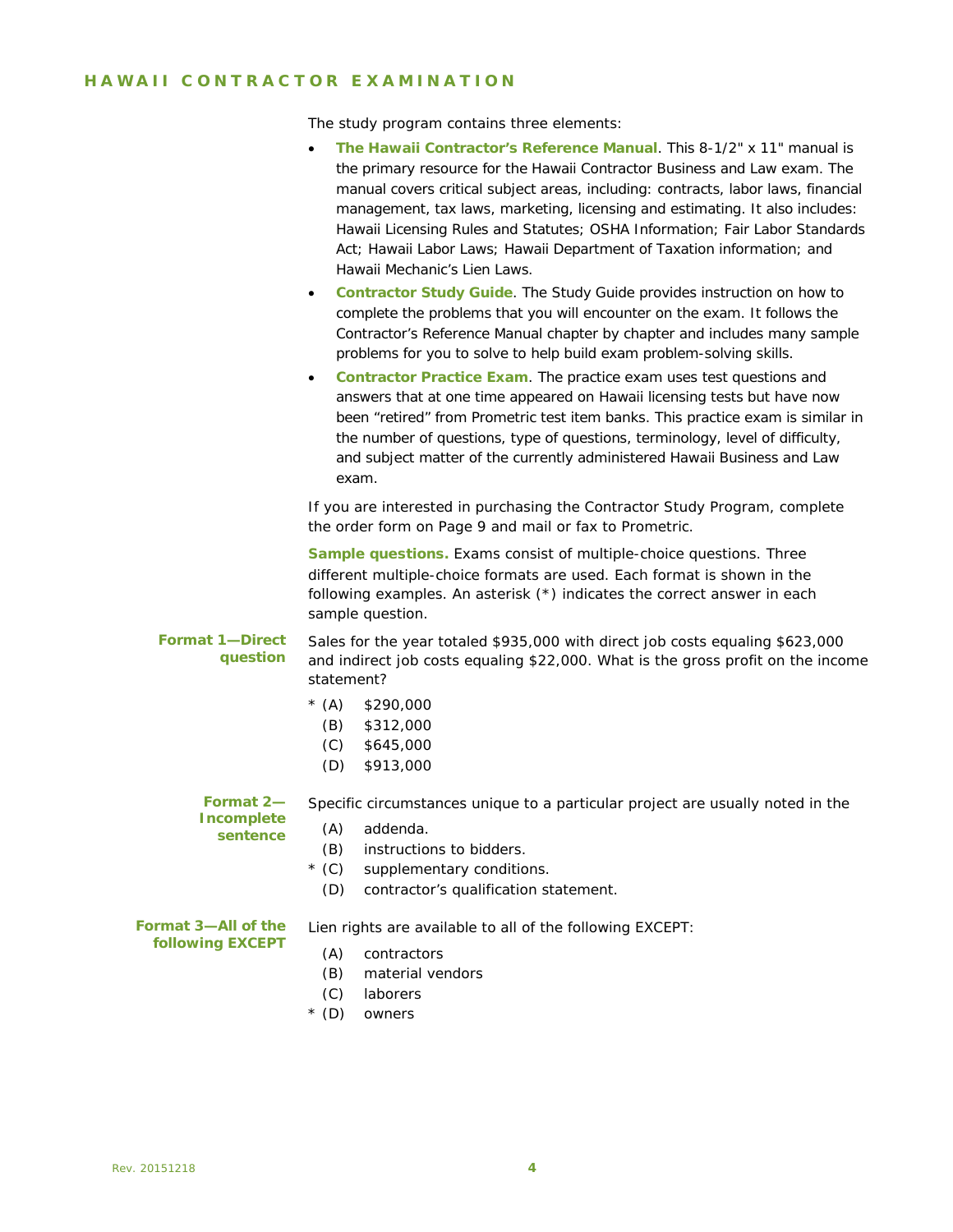The study program contains three elements:

- **The Hawaii Contractor's Reference Manual**. This 8-1/2" x 11" manual is the primary resource for the Hawaii Contractor Business and Law exam. The manual covers critical subject areas, including: contracts, labor laws, financial management, tax laws, marketing, licensing and estimating. It also includes: Hawaii Licensing Rules and Statutes; OSHA Information; Fair Labor Standards Act; Hawaii Labor Laws; Hawaii Department of Taxation information; and Hawaii Mechanic's Lien Laws.
- **Contractor Study Guide**. The Study Guide provides instruction on how to complete the problems that you will encounter on the exam. It follows the Contractor's Reference Manual chapter by chapter and includes many sample problems for you to solve to help build exam problem-solving skills.
- **Contractor Practice Exam**. The practice exam uses test questions and answers that at one time appeared on Hawaii licensing tests but have now been "retired" from Prometric test item banks. This practice exam is similar in the number of questions, type of questions, terminology, level of difficulty, and subject matter of the currently administered Hawaii Business and Law exam.

If you are interested in purchasing the Contractor Study Program, complete the order form on Page 9 and mail or fax to Prometric.

**Sample questions.** Exams consist of multiple-choice questions. Three different multiple-choice formats are used. Each format is shown in the following examples. An asterisk (*) indicates the correct answer in each sample question.

**Format 1—Direct question**

Sales for the year totaled $935,000 with direct job costs equaling $623,000 and indirect job costs equaling $22,000. What is the gross profit on the income statement?

\* (A) $290,000
  (B) $312,000
  (C) $645,000
  (D) $913,000

**Format 2—Incomplete sentence**

Specific circumstances unique to a particular project are usually noted in the

  (A) addenda.
  (B) instructions to bidders.
\* (C) supplementary conditions.
  (D) contractor's qualification statement.

**Format 3—All of the following EXCEPT**

Lien rights are available to all of the following EXCEPT:

  (A) contractors
  (B) material vendors
  (C) laborers
\* (D) owners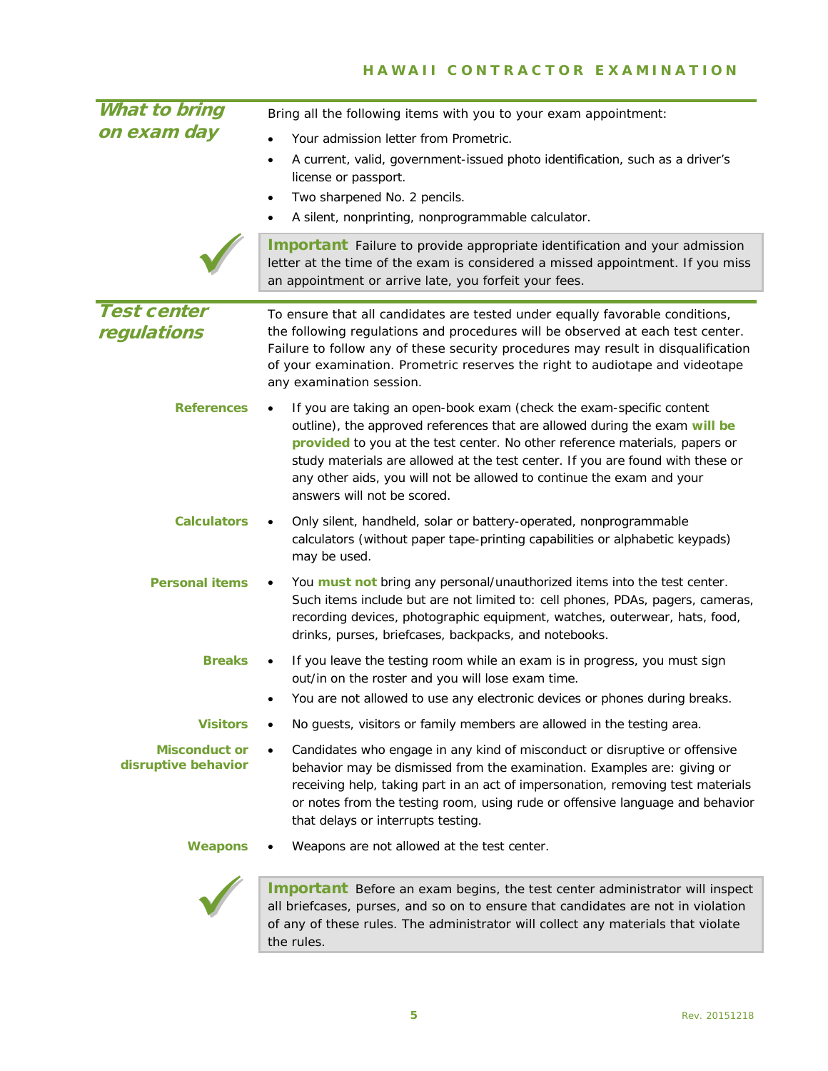## What to bring on exam day

Bring all the following items with you to your exam appointment:

- Your admission letter from Prometric.
- A current, valid, government-issued photo identification, such as a driver's license or passport.
- Two sharpened No. 2 pencils.
- A silent, nonprinting, nonprogrammable calculator.

> **Important** Failure to provide appropriate identification and your admission letter at the time of the exam is considered a missed appointment. If you miss an appointment or arrive late, you forfeit your fees.

## Test center regulations

To ensure that all candidates are tested under equally favorable conditions, the following regulations and procedures will be observed at each test center. Failure to follow any of these security procedures may result in disqualification of your examination. Prometric reserves the right to audiotape and videotape any examination session.

**References**

- If you are taking an open-book exam (check the exam-specific content outline), the approved references that are allowed during the exam **will be provided** to you at the test center. No other reference materials, papers or study materials are allowed at the test center. If you are found with these or any other aids, you will not be allowed to continue the exam and your answers will not be scored.

**Calculators**

- Only silent, handheld, solar or battery-operated, nonprogrammable calculators (without paper tape-printing capabilities or alphabetic keypads) may be used.

**Personal items**

- You **must not** bring any personal/unauthorized items into the test center. Such items include but are not limited to: cell phones, PDAs, pagers, cameras, recording devices, photographic equipment, watches, outerwear, hats, food, drinks, purses, briefcases, backpacks, and notebooks.

**Breaks**

- If you leave the testing room while an exam is in progress, you must sign out/in on the roster and you will lose exam time.
- You are not allowed to use any electronic devices or phones during breaks.

**Visitors**

- No guests, visitors or family members are allowed in the testing area.

**Misconduct or disruptive behavior**

- Candidates who engage in any kind of misconduct or disruptive or offensive behavior may be dismissed from the examination. Examples are: giving or receiving help, taking part in an act of impersonation, removing test materials or notes from the testing room, using rude or offensive language and behavior that delays or interrupts testing.

**Weapons**

- Weapons are not allowed at the test center.

> **Important** Before an exam begins, the test center administrator will inspect all briefcases, purses, and so on to ensure that candidates are not in violation of any of these rules. The administrator will collect any materials that violate the rules.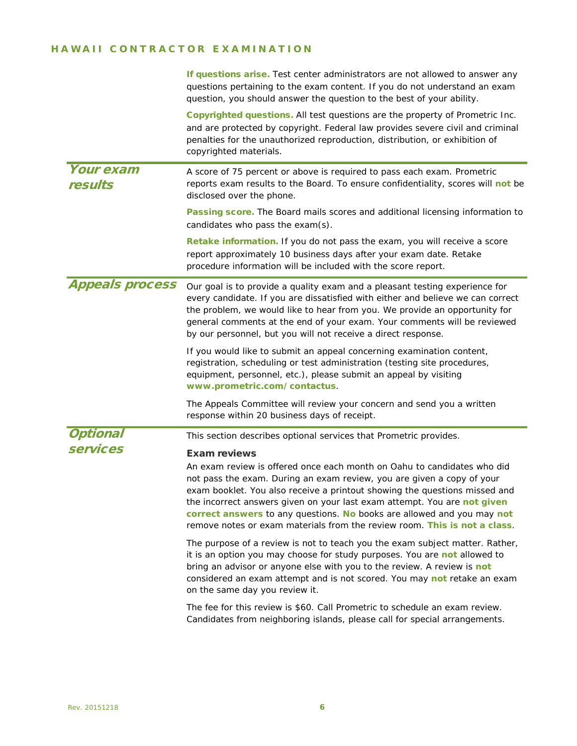**If questions arise.** Test center administrators are not allowed to answer any questions pertaining to the exam content. If you do not understand an exam question, you should answer the question to the best of your ability.

**Copyrighted questions.** All test questions are the property of Prometric Inc. and are protected by copyright. Federal law provides severe civil and criminal penalties for the unauthorized reproduction, distribution, or exhibition of copyrighted materials.

## Your exam results

A score of 75 percent or above is required to pass each exam. Prometric reports exam results to the Board. To ensure confidentiality, scores will **not** be disclosed over the phone.

**Passing score.** The Board mails scores and additional licensing information to candidates who pass the exam(s).

**Retake information.** If you do not pass the exam, you will receive a score report approximately 10 business days after your exam date. Retake procedure information will be included with the score report.

## Appeals process

Our goal is to provide a quality exam and a pleasant testing experience for every candidate. If you are dissatisfied with either and believe we can correct the problem, we would like to hear from you. We provide an opportunity for general comments at the end of your exam. Your comments will be reviewed by our personnel, but you will not receive a direct response.

If you would like to submit an appeal concerning examination content, registration, scheduling or test administration (testing site procedures, equipment, personnel, etc.), please submit an appeal by visiting **www.prometric.com/contactus**.

The Appeals Committee will review your concern and send you a written response within 20 business days of receipt.

## Optional services

This section describes optional services that Prometric provides.

### Exam reviews

An exam review is offered once each month on Oahu to candidates who did not pass the exam. During an exam review, you are given a copy of your exam booklet. You also receive a printout showing the questions missed and the incorrect answers given on your last exam attempt. You are **not given correct answers** to any questions. **No** books are allowed and you may **not** remove notes or exam materials from the review room. **This is not a class**.

The purpose of a review is not to teach you the exam subject matter. Rather, it is an option you may choose for study purposes. You are **not** allowed to bring an advisor or anyone else with you to the review. A review is **not** considered an exam attempt and is not scored. You may **not** retake an exam on the same day you review it.

The fee for this review is $60. Call Prometric to schedule an exam review. Candidates from neighboring islands, please call for special arrangements.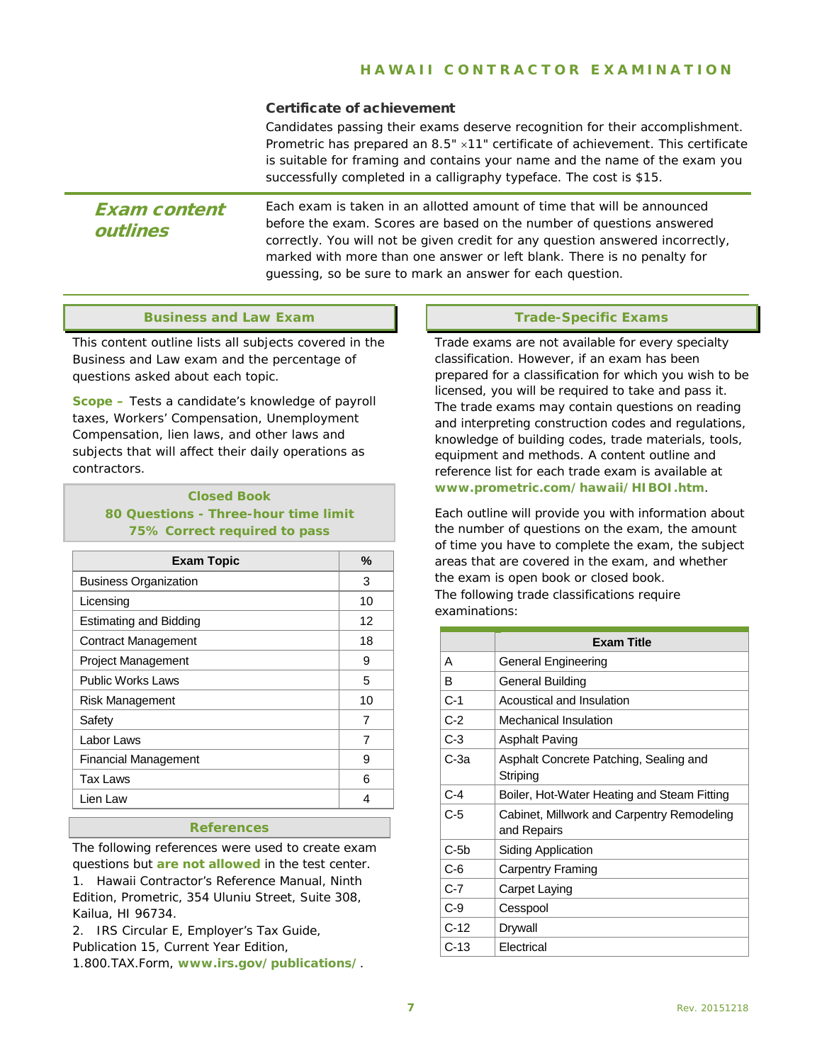### Certificate of achievement

Candidates passing their exams deserve recognition for their accomplishment. Prometric has prepared an 8.5" ×11" certificate of achievement. This certificate is suitable for framing and contains your name and the name of the exam you successfully completed in a calligraphy typeface. The cost is $15.

## *Exam content outlines*

Each exam is taken in an allotted amount of time that will be announced before the exam. Scores are based on the number of questions answered correctly. You will not be given credit for any question answered incorrectly, marked with more than one answer or left blank. There is no penalty for guessing, so be sure to mark an answer for each question.

### Business and Law Exam

This content outline lists all subjects covered in the Business and Law exam and the percentage of questions asked about each topic.

**Scope –** Tests a candidate's knowledge of payroll taxes, Workers' Compensation, Unemployment Compensation, lien laws, and other laws and subjects that will affect their daily operations as contractors.

**Closed Book**
**80 Questions - Three-hour time limit**
**75% Correct required to pass**

| Exam Topic | % |
|---|---|
| Business Organization | 3 |
| Licensing | 10 |
| Estimating and Bidding | 12 |
| Contract Management | 18 |
| Project Management | 9 |
| Public Works Laws | 5 |
| Risk Management | 10 |
| Safety | 7 |
| Labor Laws | 7 |
| Financial Management | 9 |
| Tax Laws | 6 |
| Lien Law | 4 |

#### References

The following references were used to create exam questions but **are not allowed** in the test center.

1. Hawaii Contractor's Reference Manual, Ninth Edition, Prometric, 354 Uluniu Street, Suite 308, Kailua, HI 96734.
2. IRS Circular E, Employer's Tax Guide, Publication 15, Current Year Edition, 1.800.TAX.Form, **www.irs.gov/publications/**.

### Trade-Specific Exams

Trade exams are not available for every specialty classification. However, if an exam has been prepared for a classification for which you wish to be licensed, you will be required to take and pass it. The trade exams may contain questions on reading and interpreting construction codes and regulations, knowledge of building codes, trade materials, tools, equipment and methods. A content outline and reference list for each trade exam is available at **www.prometric.com/hawaii/HIBOI.htm**.

Each outline will provide you with information about the number of questions on the exam, the amount of time you have to complete the exam, the subject areas that are covered in the exam, and whether the exam is open book or closed book.
The following trade classifications require examinations:

| | Exam Title |
|---|---|
| A | General Engineering |
| B | General Building |
| C-1 | Acoustical and Insulation |
| C-2 | Mechanical Insulation |
| C-3 | Asphalt Paving |
| C-3a | Asphalt Concrete Patching, Sealing and Striping |
| C-4 | Boiler, Hot-Water Heating and Steam Fitting |
| C-5 | Cabinet, Millwork and Carpentry Remodeling and Repairs |
| C-5b | Siding Application |
| C-6 | Carpentry Framing |
| C-7 | Carpet Laying |
| C-9 | Cesspool |
| C-12 | Drywall |
| C-13 | Electrical |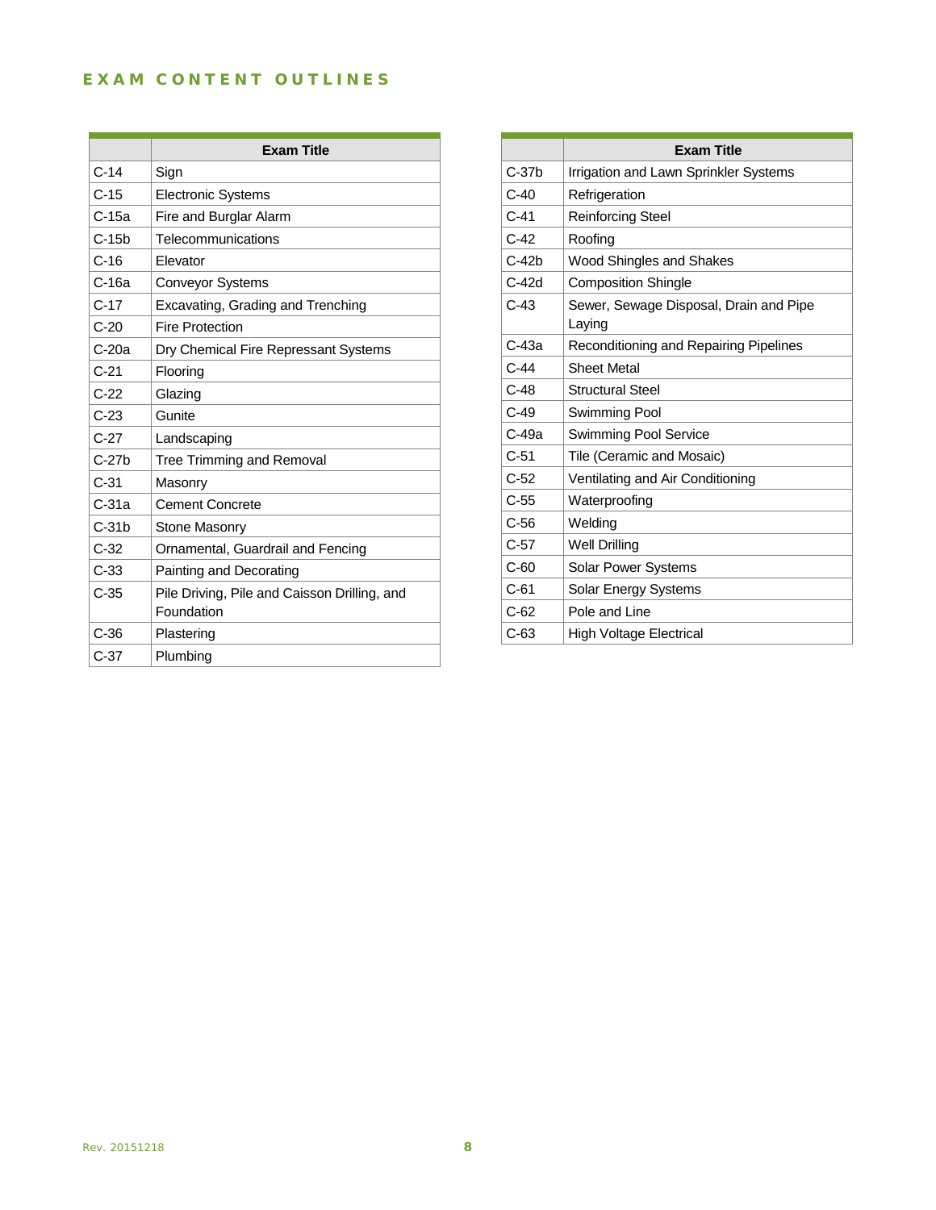## EXAM CONTENT OUTLINES

| | Exam Title |
|---|---|
| C-14 | Sign |
| C-15 | Electronic Systems |
| C-15a | Fire and Burglar Alarm |
| C-15b | Telecommunications |
| C-16 | Elevator |
| C-16a | Conveyor Systems |
| C-17 | Excavating, Grading and Trenching |
| C-20 | Fire Protection |
| C-20a | Dry Chemical Fire Repressant Systems |
| C-21 | Flooring |
| C-22 | Glazing |
| C-23 | Gunite |
| C-27 | Landscaping |
| C-27b | Tree Trimming and Removal |
| C-31 | Masonry |
| C-31a | Cement Concrete |
| C-31b | Stone Masonry |
| C-32 | Ornamental, Guardrail and Fencing |
| C-33 | Painting and Decorating |
| C-35 | Pile Driving, Pile and Caisson Drilling, and Foundation |
| C-36 | Plastering |
| C-37 | Plumbing |

| | Exam Title |
|---|---|
| C-37b | Irrigation and Lawn Sprinkler Systems |
| C-40 | Refrigeration |
| C-41 | Reinforcing Steel |
| C-42 | Roofing |
| C-42b | Wood Shingles and Shakes |
| C-42d | Composition Shingle |
| C-43 | Sewer, Sewage Disposal, Drain and Pipe Laying |
| C-43a | Reconditioning and Repairing Pipelines |
| C-44 | Sheet Metal |
| C-48 | Structural Steel |
| C-49 | Swimming Pool |
| C-49a | Swimming Pool Service |
| C-51 | Tile (Ceramic and Mosaic) |
| C-52 | Ventilating and Air Conditioning |
| C-55 | Waterproofing |
| C-56 | Welding |
| C-57 | Well Drilling |
| C-60 | Solar Power Systems |
| C-61 | Solar Energy Systems |
| C-62 | Pole and Line |
| C-63 | High Voltage Electrical |

Rev. 20151218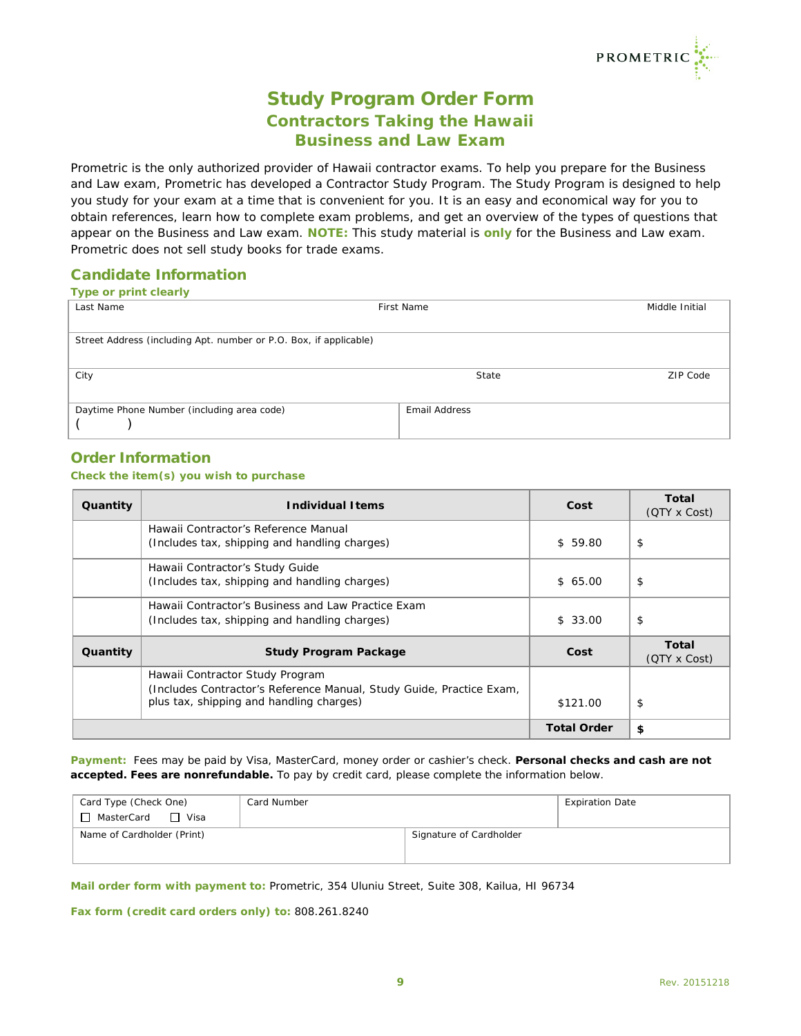# Study Program Order Form

## Contractors Taking the Hawaii Business and Law Exam

Prometric is the only authorized provider of Hawaii contractor exams. To help you prepare for the Business and Law exam, Prometric has developed a Contractor Study Program. The Study Program is designed to help you study for your exam at a time that is convenient for you. It is an easy and economical way for you to obtain references, learn how to complete exam problems, and get an overview of the types of questions that appear on the Business and Law exam. **NOTE:** This study material is **only** for the Business and Law exam. Prometric does not sell study books for trade exams.

## Candidate Information

**Type or print clearly**

| | | |
|---|---|---|
| Last Name | First Name | Middle Initial |
| Street Address (including Apt. number or P.O. Box, if applicable) | | |
| City | State | ZIP Code |
| Daytime Phone Number (including area code) ( ) | Email Address | |

## Order Information

**Check the item(s) you wish to purchase**

| Quantity | Individual Items | Cost | Total (QTY x Cost) |
|---|---|---|---|
| | Hawaii Contractor's Reference Manual (Includes tax, shipping and handling charges) | $ 59.80 | $ |
| | Hawaii Contractor's Study Guide (Includes tax, shipping and handling charges) | $ 65.00 | $ |
| | Hawaii Contractor's Business and Law Practice Exam (Includes tax, shipping and handling charges) | $ 33.00 | $ |
| **Quantity** | **Study Program Package** | **Cost** | **Total (QTY x Cost)** |
| | Hawaii Contractor Study Program (Includes Contractor's Reference Manual, Study Guide, Practice Exam, plus tax, shipping and handling charges) | $121.00 | $ |
| | | **Total Order** | **$** |

**Payment:** Fees may be paid by Visa, MasterCard, money order or cashier's check. **Personal checks and cash are not accepted. Fees are nonrefundable.** To pay by credit card, please complete the information below.

| | | |
|---|---|---|
| Card Type (Check One) ☐ MasterCard ☐ Visa | Card Number | Expiration Date |
| Name of Cardholder (Print) | Signature of Cardholder | |

**Mail order form with payment to:** Prometric, 354 Uluniu Street, Suite 308, Kailua, HI 96734

**Fax form (credit card orders only) to:** 808.261.8240

Rev. 20151218